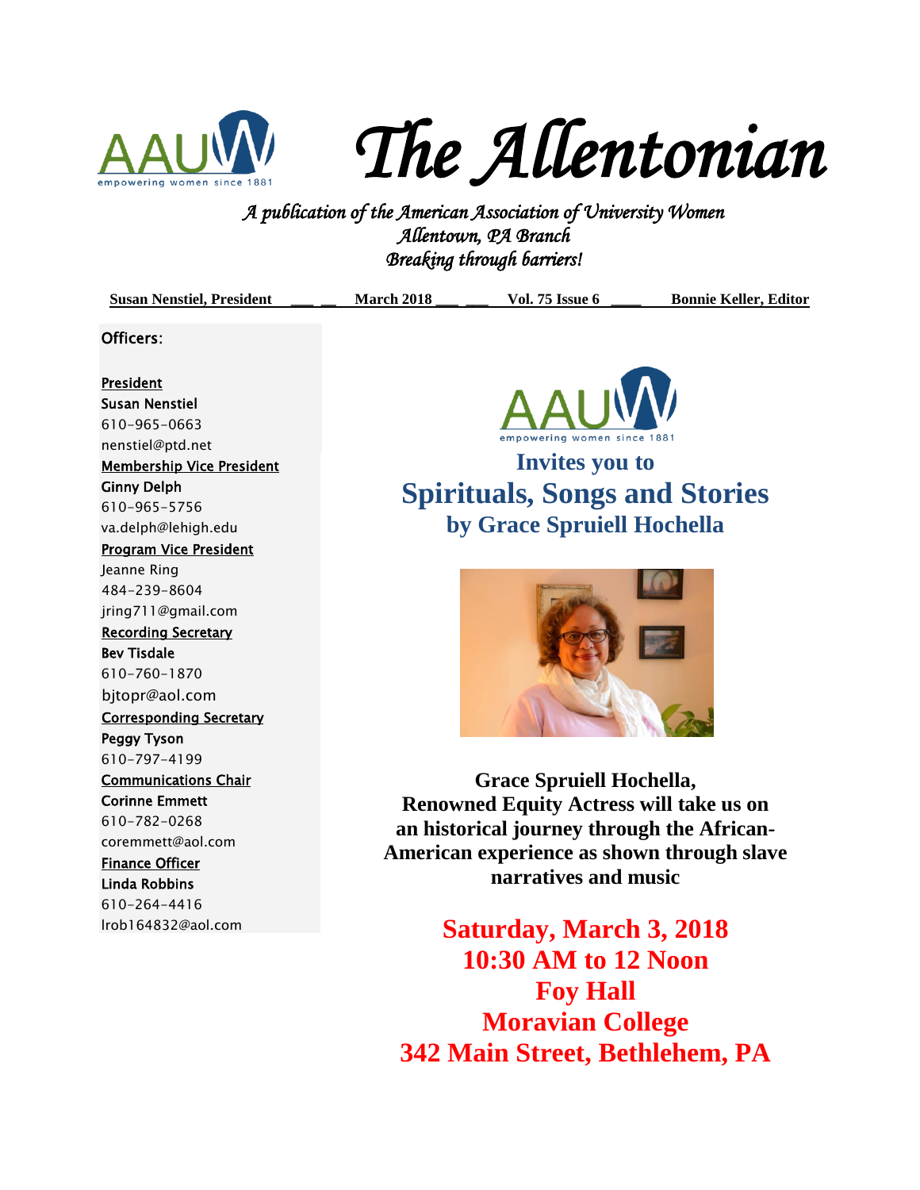# The Allentonian

*A publication of the American Association of University Women*
*Allentown, PA Branch*
*Breaking through barriers!*

**Susan Nenstiel, President** — **March 2018** — **Vol. 75 Issue 6** — **Bonnie Keller, Editor**

Officers:

President
**Susan Nenstiel**
610-965-0663
nenstiel@ptd.net

Membership Vice President
**Ginny Delph**
610-965-5756
va.delph@lehigh.edu

Program Vice President
Jeanne Ring
484-239-8604
jring711@gmail.com

Recording Secretary
**Bev Tisdale**
610-760-1870
bjtopr@aol.com

Corresponding Secretary
**Peggy Tyson**
610-797-4199

Communications Chair
**Corinne Emmett**
610-782-0268
coremmett@aol.com

Finance Officer
**Linda Robbins**
610-264-4416
lrob164832@aol.com

**Invites you to**

## Spirituals, Songs and Stories

**by Grace Spruiell Hochella**

**Grace Spruiell Hochella, Renowned Equity Actress will take us on an historical journey through the African-American experience as shown through slave narratives and music**

**Saturday, March 3, 2018**
**10:30 AM to 12 Noon**
**Foy Hall**
**Moravian College**
**342 Main Street, Bethlehem, PA**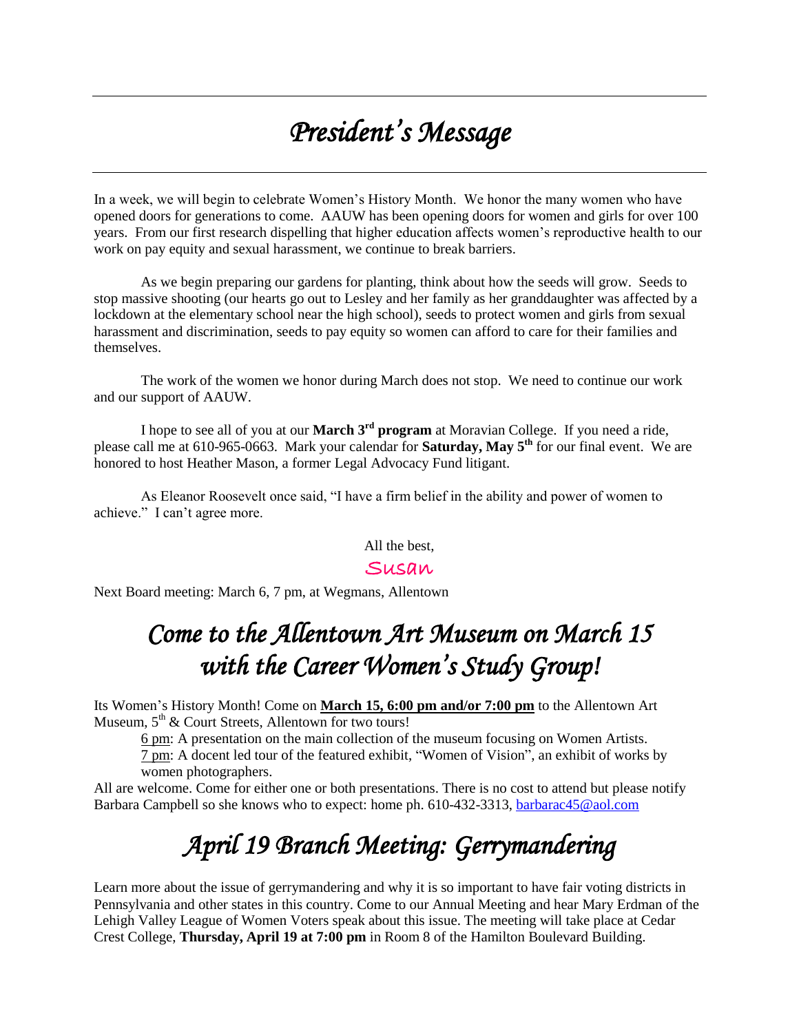# *President's Message*

In a week, we will begin to celebrate Women's History Month. We honor the many women who have opened doors for generations to come. AAUW has been opening doors for women and girls for over 100 years. From our first research dispelling that higher education affects women's reproductive health to our work on pay equity and sexual harassment, we continue to break barriers.

As we begin preparing our gardens for planting, think about how the seeds will grow. Seeds to stop massive shooting (our hearts go out to Lesley and her family as her granddaughter was affected by a lockdown at the elementary school near the high school), seeds to protect women and girls from sexual harassment and discrimination, seeds to pay equity so women can afford to care for their families and themselves.

The work of the women we honor during March does not stop. We need to continue our work and our support of AAUW.

I hope to see all of you at our **March 3rd program** at Moravian College. If you need a ride, please call me at 610-965-0663. Mark your calendar for **Saturday, May 5th** for our final event. We are honored to host Heather Mason, a former Legal Advocacy Fund litigant.

As Eleanor Roosevelt once said, "I have a firm belief in the ability and power of women to achieve." I can't agree more.

All the best,

Susan

Next Board meeting: March 6, 7 pm, at Wegmans, Allentown

# *Come to the Allentown Art Museum on March 15 with the Career Women's Study Group!*

Its Women's History Month! Come on **March 15, 6:00 pm and/or 7:00 pm** to the Allentown Art Museum, 5th & Court Streets, Allentown for two tours!

6 pm: A presentation on the main collection of the museum focusing on Women Artists.
7 pm: A docent led tour of the featured exhibit, "Women of Vision", an exhibit of works by women photographers.

All are welcome. Come for either one or both presentations. There is no cost to attend but please notify Barbara Campbell so she knows who to expect: home ph. 610-432-3313, barbarac45@aol.com

# *April 19 Branch Meeting: Gerrymandering*

Learn more about the issue of gerrymandering and why it is so important to have fair voting districts in Pennsylvania and other states in this country. Come to our Annual Meeting and hear Mary Erdman of the Lehigh Valley League of Women Voters speak about this issue. The meeting will take place at Cedar Crest College, **Thursday, April 19 at 7:00 pm** in Room 8 of the Hamilton Boulevard Building.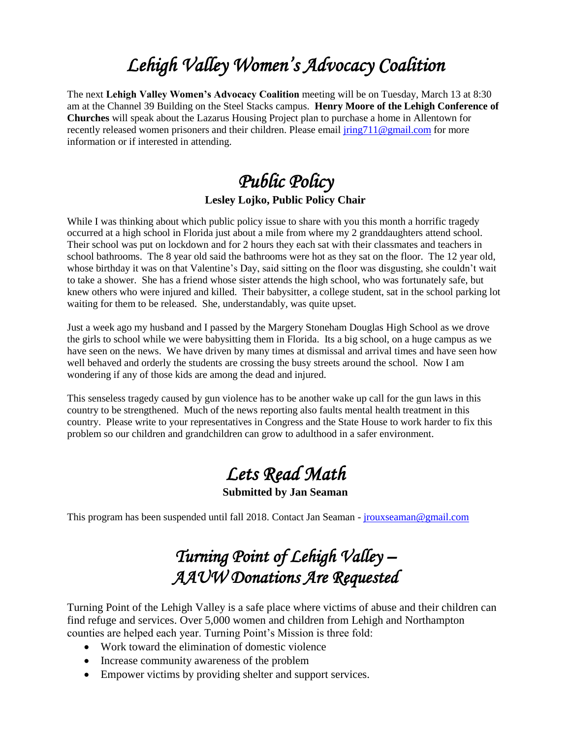# *Lehigh Valley Women's Advocacy Coalition*

The next **Lehigh Valley Women's Advocacy Coalition** meeting will be on Tuesday, March 13 at 8:30 am at the Channel 39 Building on the Steel Stacks campus. **Henry Moore of the Lehigh Conference of Churches** will speak about the Lazarus Housing Project plan to purchase a home in Allentown for recently released women prisoners and their children. Please email jring711@gmail.com for more information or if interested in attending.

# *Public Policy*

**Lesley Lojko, Public Policy Chair**

While I was thinking about which public policy issue to share with you this month a horrific tragedy occurred at a high school in Florida just about a mile from where my 2 granddaughters attend school. Their school was put on lockdown and for 2 hours they each sat with their classmates and teachers in school bathrooms. The 8 year old said the bathrooms were hot as they sat on the floor. The 12 year old, whose birthday it was on that Valentine's Day, said sitting on the floor was disgusting, she couldn't wait to take a shower. She has a friend whose sister attends the high school, who was fortunately safe, but knew others who were injured and killed. Their babysitter, a college student, sat in the school parking lot waiting for them to be released. She, understandably, was quite upset.

Just a week ago my husband and I passed by the Margery Stoneham Douglas High School as we drove the girls to school while we were babysitting them in Florida. Its a big school, on a huge campus as we have seen on the news. We have driven by many times at dismissal and arrival times and have seen how well behaved and orderly the students are crossing the busy streets around the school. Now I am wondering if any of those kids are among the dead and injured.

This senseless tragedy caused by gun violence has to be another wake up call for the gun laws in this country to be strengthened. Much of the news reporting also faults mental health treatment in this country. Please write to your representatives in Congress and the State House to work harder to fix this problem so our children and grandchildren can grow to adulthood in a safer environment.

# *Lets Read Math*

**Submitted by Jan Seaman**

This program has been suspended until fall 2018. Contact Jan Seaman - jrouxseaman@gmail.com

# *Turning Point of Lehigh Valley – AAUW Donations Are Requested*

Turning Point of the Lehigh Valley is a safe place where victims of abuse and their children can find refuge and services. Over 5,000 women and children from Lehigh and Northampton counties are helped each year. Turning Point's Mission is three fold:

- Work toward the elimination of domestic violence
- Increase community awareness of the problem
- Empower victims by providing shelter and support services.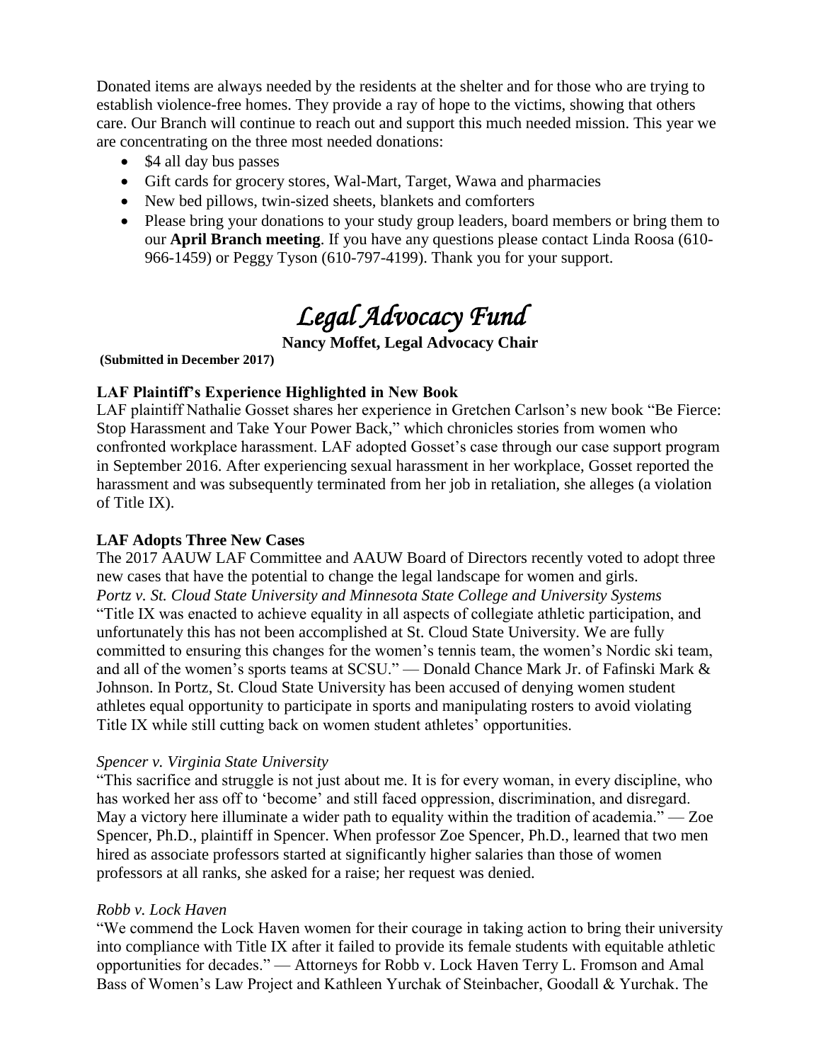Donated items are always needed by the residents at the shelter and for those who are trying to establish violence-free homes. They provide a ray of hope to the victims, showing that others care. Our Branch will continue to reach out and support this much needed mission. This year we are concentrating on the three most needed donations:

- $4 all day bus passes
- Gift cards for grocery stores, Wal-Mart, Target, Wawa and pharmacies
- New bed pillows, twin-sized sheets, blankets and comforters
- Please bring your donations to your study group leaders, board members or bring them to our **April Branch meeting**. If you have any questions please contact Linda Roosa (610-966-1459) or Peggy Tyson (610-797-4199). Thank you for your support.

# *Legal Advocacy Fund*

**Nancy Moffet, Legal Advocacy Chair**

**(Submitted in December 2017)**

### LAF Plaintiff's Experience Highlighted in New Book

LAF plaintiff Nathalie Gosset shares her experience in Gretchen Carlson's new book "Be Fierce: Stop Harassment and Take Your Power Back," which chronicles stories from women who confronted workplace harassment. LAF adopted Gosset's case through our case support program in September 2016. After experiencing sexual harassment in her workplace, Gosset reported the harassment and was subsequently terminated from her job in retaliation, she alleges (a violation of Title IX).

### LAF Adopts Three New Cases

The 2017 AAUW LAF Committee and AAUW Board of Directors recently voted to adopt three new cases that have the potential to change the legal landscape for women and girls.

*Portz v. St. Cloud State University and Minnesota State College and University Systems*

"Title IX was enacted to achieve equality in all aspects of collegiate athletic participation, and unfortunately this has not been accomplished at St. Cloud State University. We are fully committed to ensuring this changes for the women's tennis team, the women's Nordic ski team, and all of the women's sports teams at SCSU." — Donald Chance Mark Jr. of Fafinski Mark & Johnson. In Portz, St. Cloud State University has been accused of denying women student athletes equal opportunity to participate in sports and manipulating rosters to avoid violating Title IX while still cutting back on women student athletes' opportunities.

*Spencer v. Virginia State University*

"This sacrifice and struggle is not just about me. It is for every woman, in every discipline, who has worked her ass off to 'become' and still faced oppression, discrimination, and disregard. May a victory here illuminate a wider path to equality within the tradition of academia." — Zoe Spencer, Ph.D., plaintiff in Spencer. When professor Zoe Spencer, Ph.D., learned that two men hired as associate professors started at significantly higher salaries than those of women professors at all ranks, she asked for a raise; her request was denied.

*Robb v. Lock Haven*

"We commend the Lock Haven women for their courage in taking action to bring their university into compliance with Title IX after it failed to provide its female students with equitable athletic opportunities for decades." — Attorneys for Robb v. Lock Haven Terry L. Fromson and Amal Bass of Women's Law Project and Kathleen Yurchak of Steinbacher, Goodall & Yurchak. The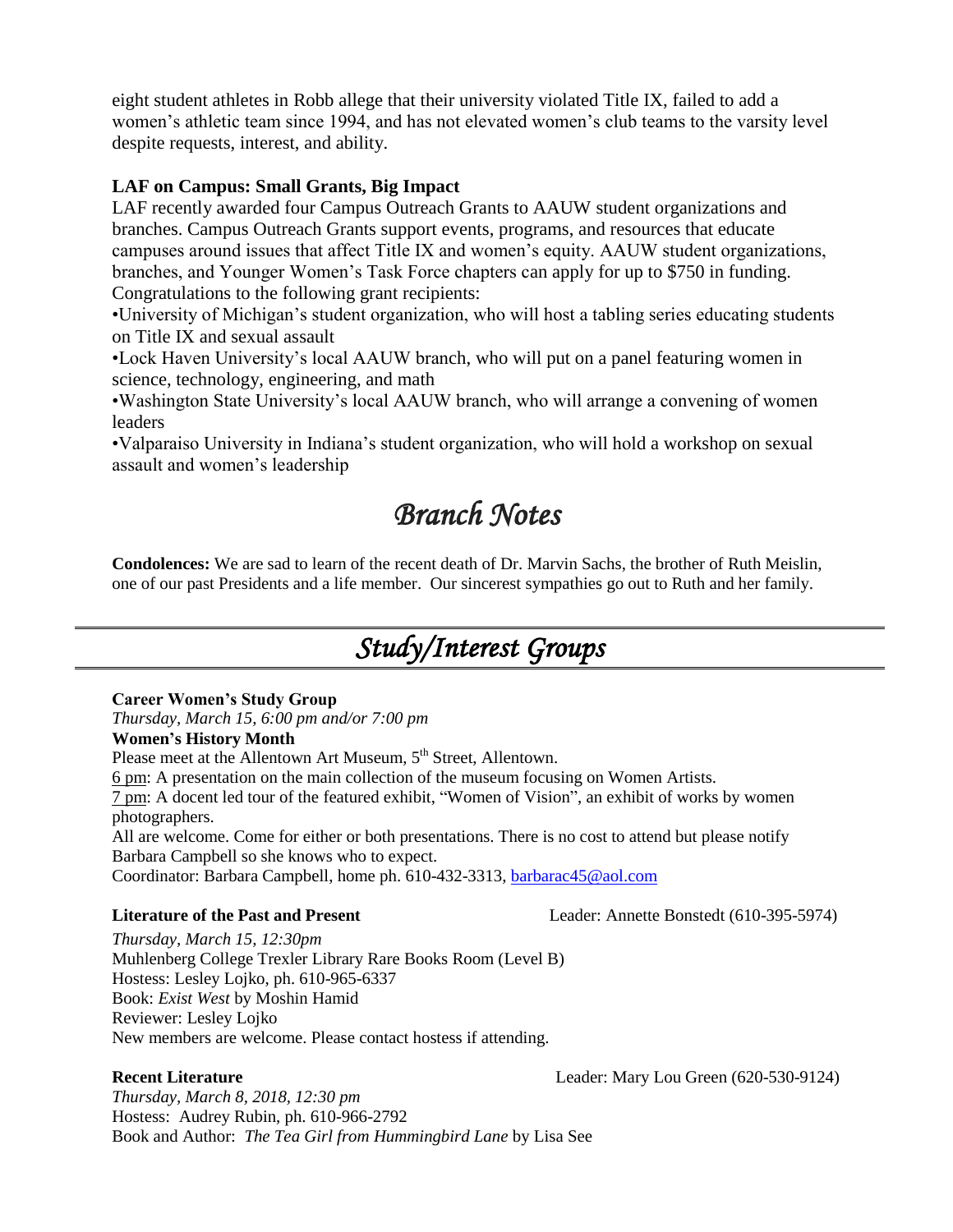eight student athletes in Robb allege that their university violated Title IX, failed to add a women's athletic team since 1994, and has not elevated women's club teams to the varsity level despite requests, interest, and ability.

**LAF on Campus: Small Grants, Big Impact**

LAF recently awarded four Campus Outreach Grants to AAUW student organizations and branches. Campus Outreach Grants support events, programs, and resources that educate campuses around issues that affect Title IX and women's equity. AAUW student organizations, branches, and Younger Women's Task Force chapters can apply for up to $750 in funding. Congratulations to the following grant recipients:

- University of Michigan's student organization, who will host a tabling series educating students on Title IX and sexual assault
- Lock Haven University's local AAUW branch, who will put on a panel featuring women in science, technology, engineering, and math
- Washington State University's local AAUW branch, who will arrange a convening of women leaders
- Valparaiso University in Indiana's student organization, who will hold a workshop on sexual assault and women's leadership

# *Branch Notes*

**Condolences:** We are sad to learn of the recent death of Dr. Marvin Sachs, the brother of Ruth Meislin, one of our past Presidents and a life member. Our sincerest sympathies go out to Ruth and her family.

# *Study/Interest Groups*

**Career Women's Study Group**

*Thursday, March 15, 6:00 pm and/or 7:00 pm*

**Women's History Month**

Please meet at the Allentown Art Museum, 5th Street, Allentown.

6 pm: A presentation on the main collection of the museum focusing on Women Artists.

7 pm: A docent led tour of the featured exhibit, "Women of Vision", an exhibit of works by women photographers.

All are welcome. Come for either or both presentations. There is no cost to attend but please notify Barbara Campbell so she knows who to expect.

Coordinator: Barbara Campbell, home ph. 610-432-3313, barbarac45@aol.com

**Literature of the Past and Present** Leader: Annette Bonstedt (610-395-5974)

*Thursday, March 15, 12:30pm*

Muhlenberg College Trexler Library Rare Books Room (Level B)

Hostess: Lesley Lojko, ph. 610-965-6337

Book: *Exist West* by Moshin Hamid

Reviewer: Lesley Lojko

New members are welcome. Please contact hostess if attending.

**Recent Literature** Leader: Mary Lou Green (620-530-9124)

*Thursday, March 8, 2018, 12:30 pm*

Hostess: Audrey Rubin, ph. 610-966-2792

Book and Author: *The Tea Girl from Hummingbird Lane* by Lisa See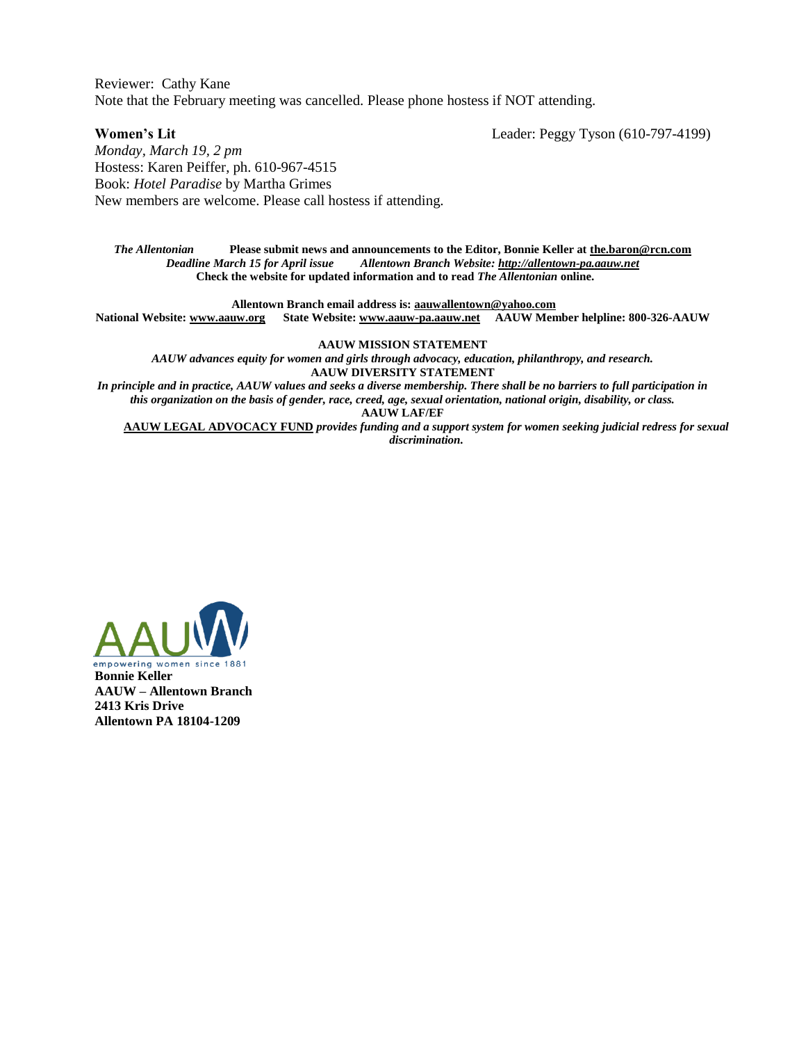Reviewer: Cathy Kane
Note that the February meeting was cancelled. Please phone hostess if NOT attending.

**Women's Lit** Leader: Peggy Tyson (610-797-4199)
*Monday, March 19, 2 pm*
Hostess: Karen Peiffer, ph. 610-967-4515
Book: *Hotel Paradise* by Martha Grimes
New members are welcome. Please call hostess if attending.

***The Allentonian*** **Please submit news and announcements to the Editor, Bonnie Keller at the.baron@rcn.com**
***Deadline March 15 for April issue*** ***Allentown Branch Website: http://allentown-pa.aauw.net***
**Check the website for updated information and to read *The Allentonian* online.**

**Allentown Branch email address is: aauwallentown@yahoo.com**
**National Website: www.aauw.org State Website: www.aauw-pa.aauw.net AAUW Member helpline: 800-326-AAUW**

**AAUW MISSION STATEMENT**
***AAUW advances equity for women and girls through advocacy, education, philanthropy, and research.***
**AAUW DIVERSITY STATEMENT**
***In principle and in practice, AAUW values and seeks a diverse membership. There shall be no barriers to full participation in this organization on the basis of gender, race, creed, age, sexual orientation, national origin, disability, or class.***
**AAUW LAF/EF**
**AAUW LEGAL ADVOCACY FUND** ***provides funding and a support system for women seeking judicial redress for sexual discrimination.***

AAUW
empowering women since 1881

**Bonnie Keller**
**AAUW – Allentown Branch**
**2413 Kris Drive**
**Allentown PA 18104-1209**